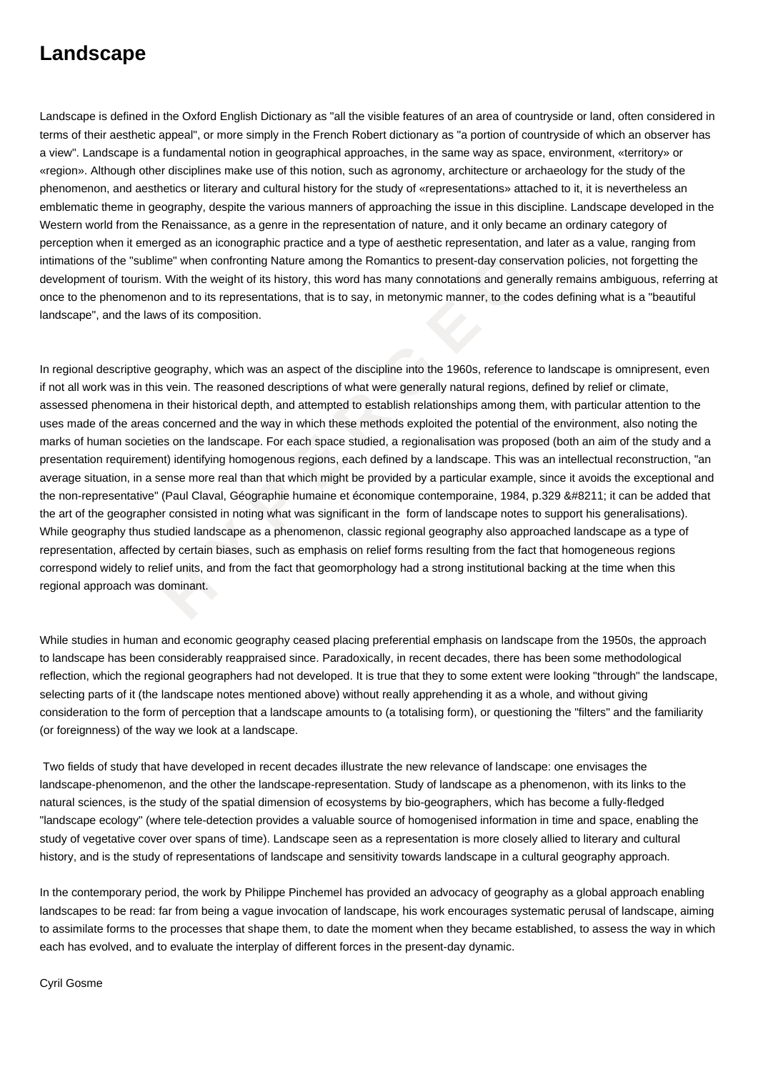# Landscape

Landscape is defined in the Oxford English Dictionary as "all the visible features of an area of countryside or land, often considered in terms of their aesthetic appeal", or more simply in the French Robert dictionary as "a portion of countryside of which an observer has a view". Landscape is a fundamental notion in geographical approaches, in the same way as space, environment, «territory» or «region». Although other disciplines make use of this notion, such as agronomy, architecture or archaeology for the study of the phenomenon, and aesthetics or literary and cultural history for the study of «representations» attached to it, it is nevertheless an emblematic theme in geography, despite the various manners of approaching the issue in this discipline. Landscape developed in the Western world from the Renaissance, as a genre in the representation of nature, and it only became an ordinary category of perception when it emerged as an iconographic practice and a type of aesthetic representation, and later as a value, ranging from intimations of the "sublime" when confronting Nature among the Romantics to present-day conservation policies, not forgetting the development of tourism. With the weight of its history, this word has many connotations and generally remains ambiguous, referring at once to the phenomenon and to its representations, that is to say, in metonymic manner, to the codes defining what is a "beautiful landscape", and the laws of its composition.

In regional descriptive geography, which was an aspect of the discipline into the 1960s, reference to landscape is omnipresent, even if not all work was in this vein. The reasoned descriptions of what were generally natural regions, defined by relief or climate, assessed phenomena in their historical depth, and attempted to establish relationships among them, with particular attention to the uses made of the areas concerned and the way in which these methods exploited the potential of the environment, also noting the marks of human societies on the landscape. For each space studied, a regionalisation was proposed (both an aim of the study and a presentation requirement) identifying homogenous regions, each defined by a landscape. This was an intellectual reconstruction, "an average situation, in a sense more real than that which might be provided by a particular example, since it avoids the exceptional and the non-representative" (Paul Claval, Géographie humaine et économique contemporaine, 1984, p.329 &#8211; it can be added that the art of the geographer consisted in noting what was significant in the form of landscape notes to support his generalisations). While geography thus studied landscape as a phenomenon, classic regional geography also approached landscape as a type of representation, affected by certain biases, such as emphasis on relief forms resulting from the fact that homogeneous regions correspond widely to relief units, and from the fact that geomorphology had a strong institutional backing at the time when this regional approach was dominant.

While studies in human and economic geography ceased placing preferential emphasis on landscape from the 1950s, the approach to landscape has been considerably reappraised since. Paradoxically, in recent decades, there has been some methodological reflection, which the regional geographers had not developed. It is true that they to some extent were looking "through" the landscape, selecting parts of it (the landscape notes mentioned above) without really apprehending it as a whole, and without giving consideration to the form of perception that a landscape amounts to (a totalising form), or questioning the "filters" and the familiarity (or foreignness) of the way we look at a landscape.

Two fields of study that have developed in recent decades illustrate the new relevance of landscape: one envisages the landscape-phenomenon, and the other the landscape-representation. Study of landscape as a phenomenon, with its links to the natural sciences, is the study of the spatial dimension of ecosystems by bio-geographers, which has become a fully-fledged "landscape ecology" (where tele-detection provides a valuable source of homogenised information in time and space, enabling the study of vegetative cover over spans of time). Landscape seen as a representation is more closely allied to literary and cultural history, and is the study of representations of landscape and sensitivity towards landscape in a cultural geography approach.

In the contemporary period, the work by Philippe Pinchemel has provided an advocacy of geography as a global approach enabling landscapes to be read: far from being a vague invocation of landscape, his work encourages systematic perusal of landscape, aiming to assimilate forms to the processes that shape them, to date the moment when they became established, to assess the way in which each has evolved, and to evaluate the interplay of different forces in the present-day dynamic.

Cyril Gosme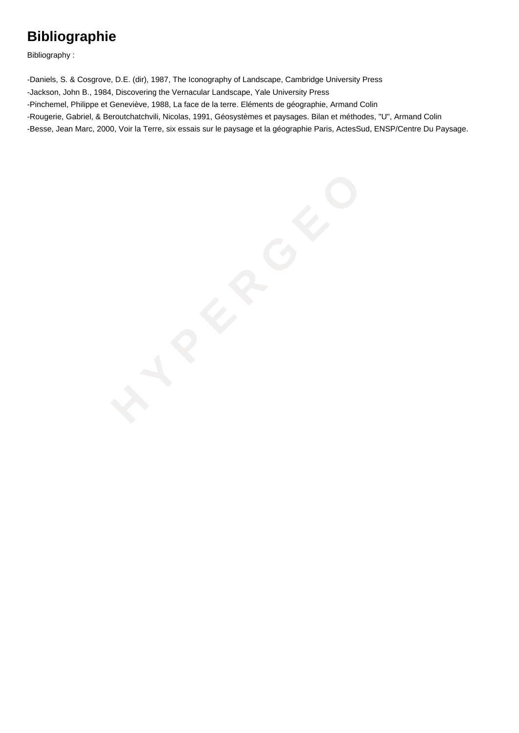# Bibliographie

Bibliography :

-Daniels, S. & Cosgrove, D.E. (dir), 1987, The Iconography of Landscape, Cambridge University Press

-Jackson, John B., 1984, Discovering the Vernacular Landscape, Yale University Press

-Pinchemel, Philippe et Geneviève, 1988, La face de la terre. Eléments de géographie, Armand Colin

-Rougerie, Gabriel, & Beroutchatchvili, Nicolas, 1991, Géosystèmes et paysages. Bilan et méthodes, "U", Armand Colin

-Besse, Jean Marc, 2000, Voir la Terre, six essais sur le paysage et la géographie Paris, ActesSud, ENSP/Centre Du Paysage.